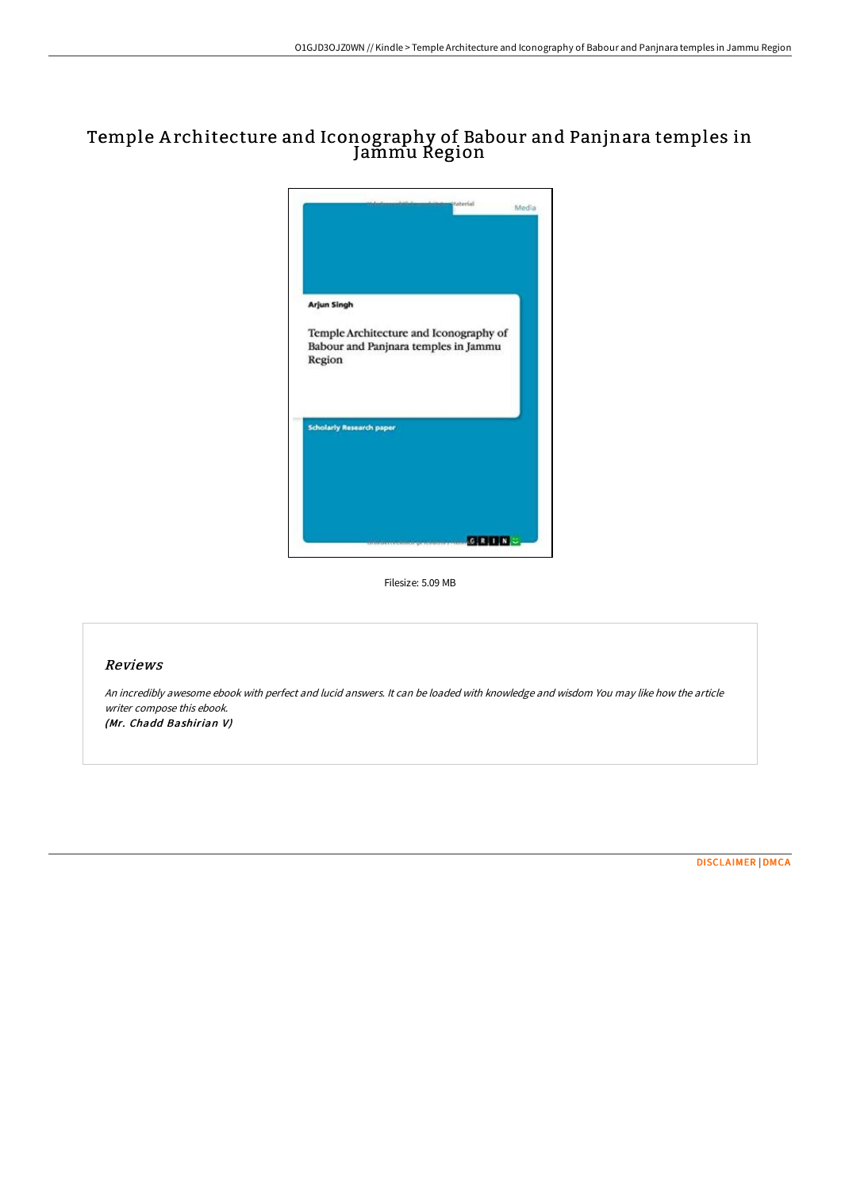# Temple Architecture and Iconography of Babour and Panjnara temples in Jammu Region

Filesize: 5.09 MB

## Reviews

*An incredibly awesome ebook with perfect and lucid answers. It can be loaded with knowledge and wisdom You may like how the article writer compose this ebook.*
*(Mr. Chadd Bashirian V)*

DISCLAIMER | DMCA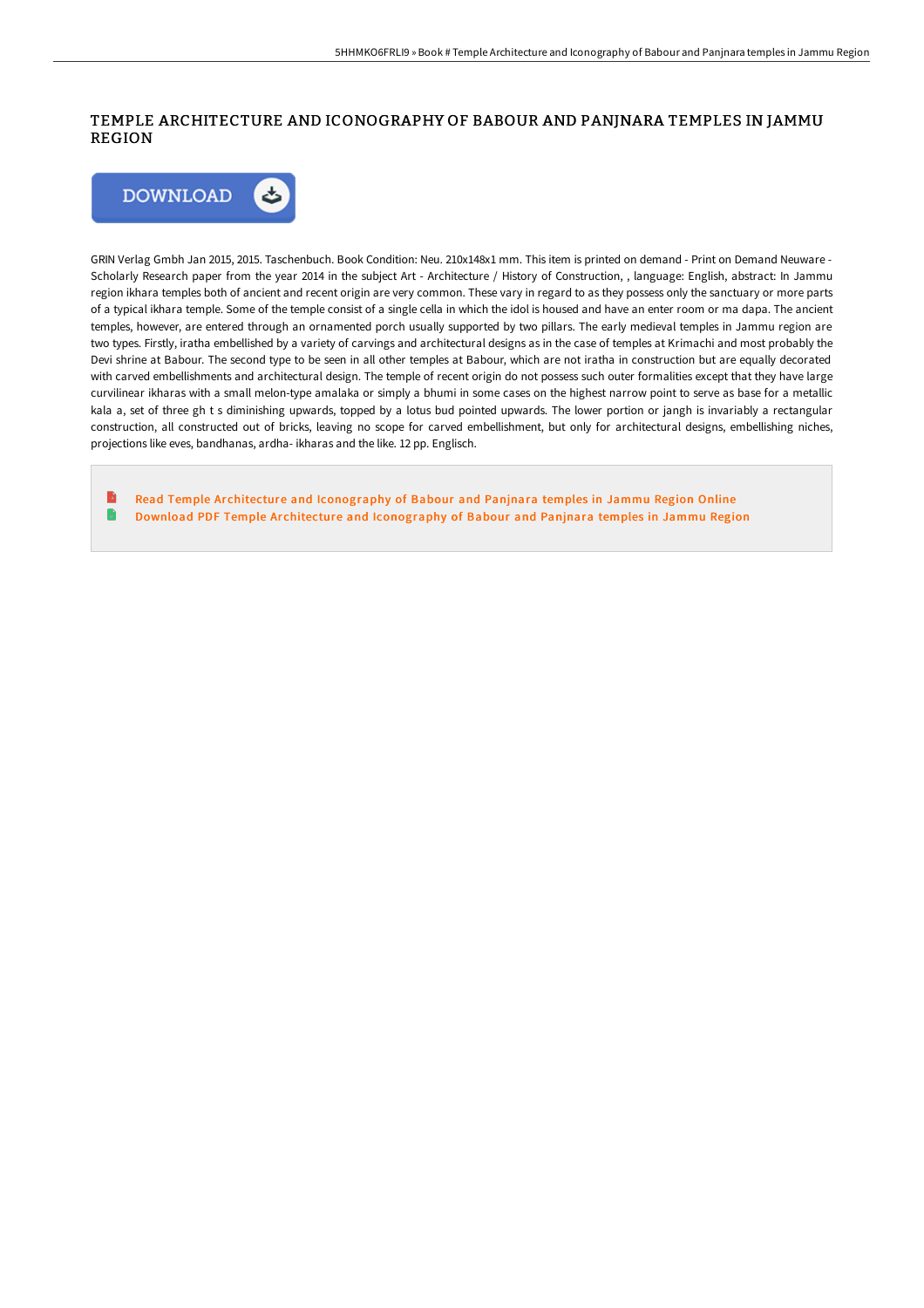# TEMPLE ARCHITECTURE AND ICONOGRAPHY OF BABOUR AND PANJNARA TEMPLES IN JAMMU REGION

GRIN Verlag Gmbh Jan 2015, 2015. Taschenbuch. Book Condition: Neu. 210x148x1 mm. This item is printed on demand - Print on Demand Neuware - Scholarly Research paper from the year 2014 in the subject Art - Architecture / History of Construction, , language: English, abstract: In Jammu region ikhara temples both of ancient and recent origin are very common. These vary in regard to as they possess only the sanctuary or more parts of a typical ikhara temple. Some of the temple consist of a single cella in which the idol is housed and have an enter room or ma dapa. The ancient temples, however, are entered through an ornamented porch usually supported by two pillars. The early medieval temples in Jammu region are two types. Firstly, iratha embellished by a variety of carvings and architectural designs as in the case of temples at Krimachi and most probably the Devi shrine at Babour. The second type to be seen in all other temples at Babour, which are not iratha in construction but are equally decorated with carved embellishments and architectural design. The temple of recent origin do not possess such outer formalities except that they have large curvilinear ikharas with a small melon-type amalaka or simply a bhumi in some cases on the highest narrow point to serve as base for a metallic kala a, set of three gh t s diminishing upwards, topped by a lotus bud pointed upwards. The lower portion or jangh is invariably a rectangular construction, all constructed out of bricks, leaving no scope for carved embellishment, but only for architectural designs, embellishing niches, projections like eves, bandhanas, ardha- ikharas and the like. 12 pp. Englisch.

- Read Temple Architecture and Iconography of Babour and Panjnara temples in Jammu Region Online
- Download PDF Temple Architecture and Iconography of Babour and Panjnara temples in Jammu Region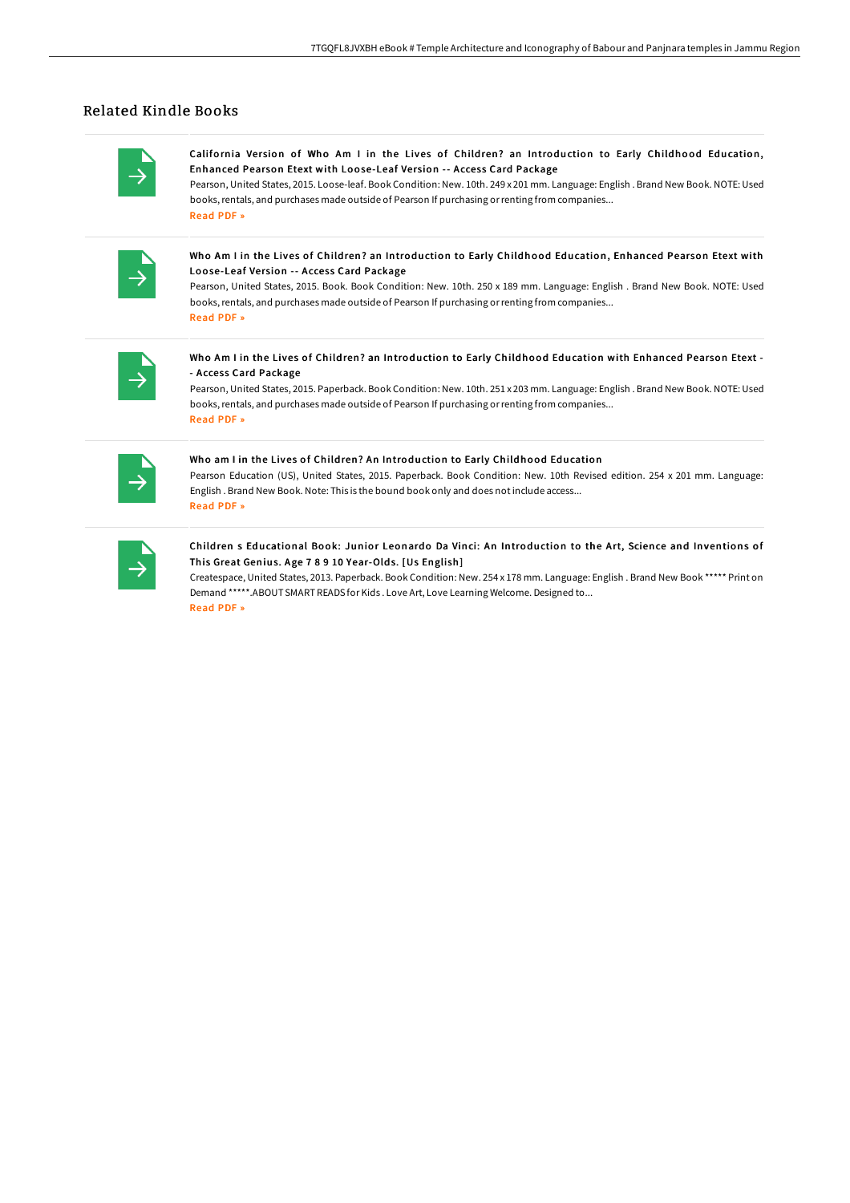## Related Kindle Books

**California Version of Who Am I in the Lives of Children? an Introduction to Early Childhood Education, Enhanced Pearson Etext with Loose-Leaf Version -- Access Card Package**

Pearson, United States, 2015. Loose-leaf. Book Condition: New. 10th. 249 x 201 mm. Language: English . Brand New Book. NOTE: Used books, rentals, and purchases made outside of Pearson If purchasing or renting from companies...

Read PDF »

**Who Am I in the Lives of Children? an Introduction to Early Childhood Education, Enhanced Pearson Etext with Loose-Leaf Version -- Access Card Package**

Pearson, United States, 2015. Book. Book Condition: New. 10th. 250 x 189 mm. Language: English . Brand New Book. NOTE: Used books, rentals, and purchases made outside of Pearson If purchasing or renting from companies...

Read PDF »

**Who Am I in the Lives of Children? an Introduction to Early Childhood Education with Enhanced Pearson Etext -- Access Card Package**

Pearson, United States, 2015. Paperback. Book Condition: New. 10th. 251 x 203 mm. Language: English . Brand New Book. NOTE: Used books, rentals, and purchases made outside of Pearson If purchasing or renting from companies...

Read PDF »

**Who am I in the Lives of Children? An Introduction to Early Childhood Education**

Pearson Education (US), United States, 2015. Paperback. Book Condition: New. 10th Revised edition. 254 x 201 mm. Language: English . Brand New Book. Note: This is the bound book only and does not include access...

Read PDF »

**Children s Educational Book: Junior Leonardo Da Vinci: An Introduction to the Art, Science and Inventions of This Great Genius. Age 7 8 9 10 Year-Olds. [Us English]**

Createspace, United States, 2013. Paperback. Book Condition: New. 254 x 178 mm. Language: English . Brand New Book ***** Print on Demand *****.ABOUT SMART READS for Kids . Love Art, Love Learning Welcome. Designed to...

Read PDF »